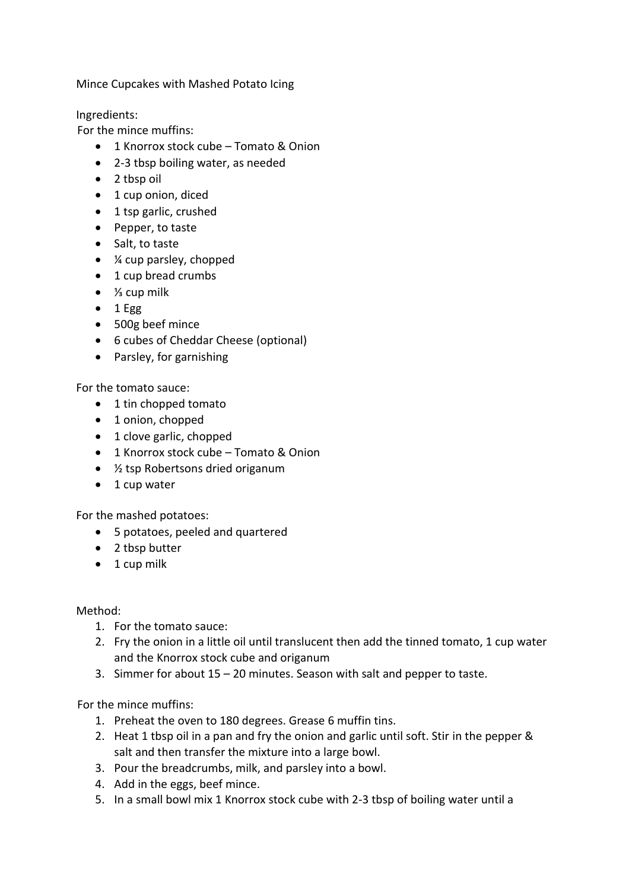# Mince Cupcakes with Mashed Potato Icing

Ingredients:

For the mince muffins:

- 1 Knorrox stock cube – Tomato & Onion
- 2-3 tbsp boiling water, as needed
- 2 tbsp oil
- 1 cup onion, diced
- 1 tsp garlic, crushed
- Pepper, to taste
- Salt, to taste
- ¼ cup parsley, chopped
- 1 cup bread crumbs
- ⅓ cup milk
- 1 Egg
- 500g beef mince
- 6 cubes of Cheddar Cheese (optional)
- Parsley, for garnishing

For the tomato sauce:

- 1 tin chopped tomato
- 1 onion, chopped
- 1 clove garlic, chopped
- 1 Knorrox stock cube – Tomato & Onion
- ½ tsp Robertsons dried origanum
- 1 cup water

For the mashed potatoes:

- 5 potatoes, peeled and quartered
- 2 tbsp butter
- 1 cup milk

Method:

1. For the tomato sauce:
2. Fry the onion in a little oil until translucent then add the tinned tomato, 1 cup water and the Knorrox stock cube and origanum
3. Simmer for about 15 – 20 minutes. Season with salt and pepper to taste.

For the mince muffins:

1. Preheat the oven to 180 degrees. Grease 6 muffin tins.
2. Heat 1 tbsp oil in a pan and fry the onion and garlic until soft. Stir in the pepper & salt and then transfer the mixture into a large bowl.
3. Pour the breadcrumbs, milk, and parsley into a bowl.
4. Add in the eggs, beef mince.
5. In a small bowl mix 1 Knorrox stock cube with 2-3 tbsp of boiling water until a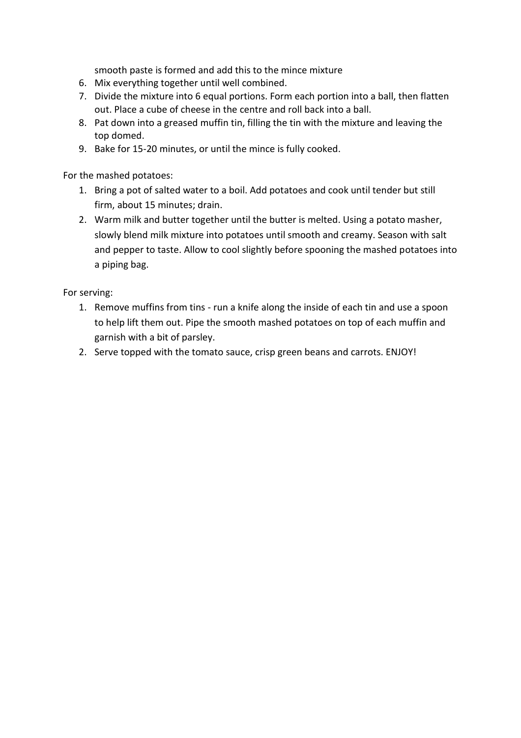smooth paste is formed and add this to the mince mixture

6. Mix everything together until well combined.
7. Divide the mixture into 6 equal portions. Form each portion into a ball, then flatten out. Place a cube of cheese in the centre and roll back into a ball.
8. Pat down into a greased muffin tin, filling the tin with the mixture and leaving the top domed.
9. Bake for 15-20 minutes, or until the mince is fully cooked.

For the mashed potatoes:

1. Bring a pot of salted water to a boil. Add potatoes and cook until tender but still firm, about 15 minutes; drain.
2. Warm milk and butter together until the butter is melted. Using a potato masher, slowly blend milk mixture into potatoes until smooth and creamy. Season with salt and pepper to taste. Allow to cool slightly before spooning the mashed potatoes into a piping bag.

For serving:

1. Remove muffins from tins - run a knife along the inside of each tin and use a spoon to help lift them out. Pipe the smooth mashed potatoes on top of each muffin and garnish with a bit of parsley.
2. Serve topped with the tomato sauce, crisp green beans and carrots. ENJOY!